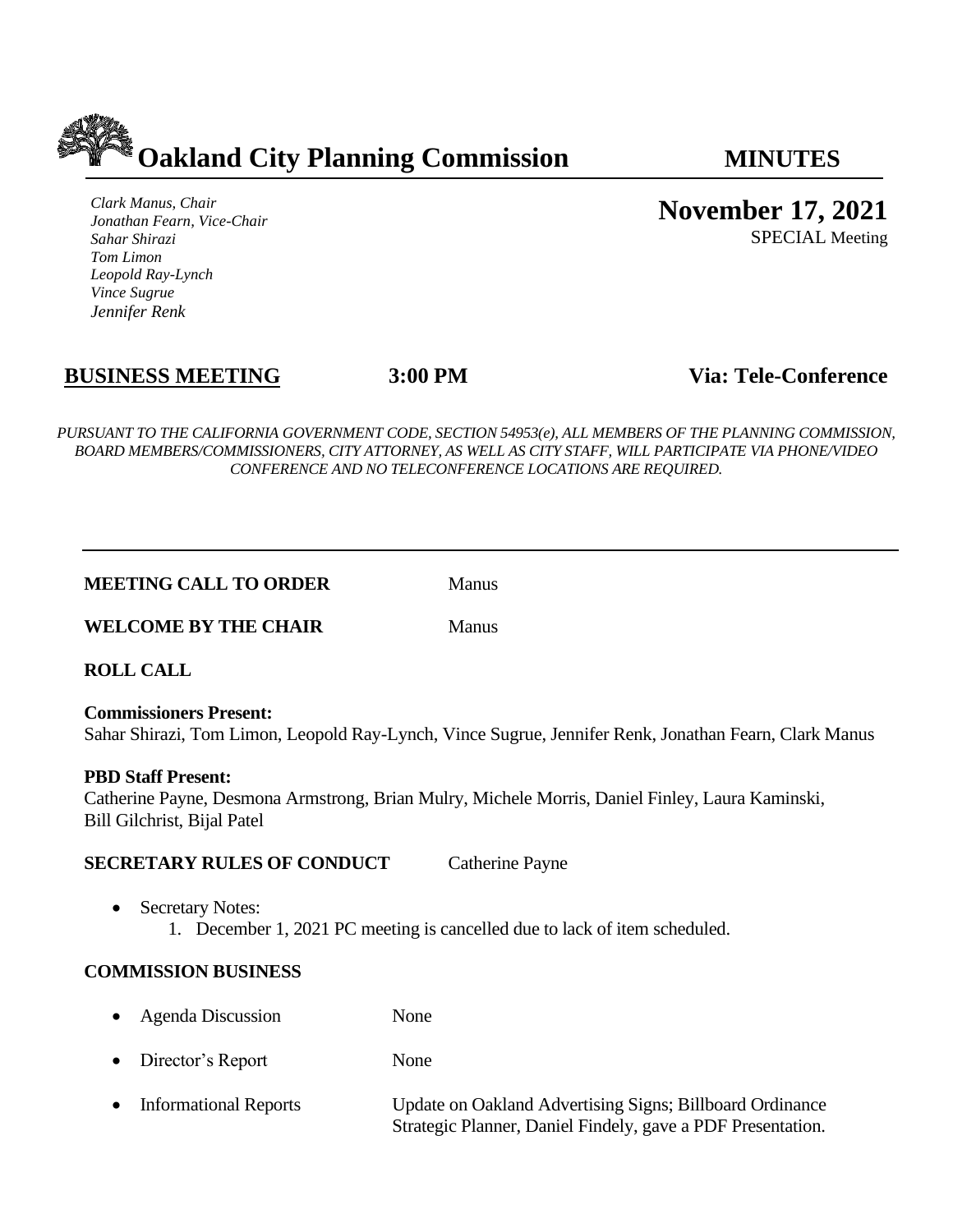# Oakland City Planning Commission

**MINUTES**

*Clark Manus, Chair*
*Jonathan Fearn, Vice-Chair*
*Sahar Shirazi*
*Tom Limon*
*Leopold Ray-Lynch*
*Vince Sugrue*
*Jennifer Renk*

**November 17, 2021**
SPECIAL Meeting

**BUSINESS MEETING** **3:00 PM** **Via: Tele-Conference**

*PURSUANT TO THE CALIFORNIA GOVERNMENT CODE, SECTION 54953(e), ALL MEMBERS OF THE PLANNING COMMISSION, BOARD MEMBERS/COMMISSIONERS, CITY ATTORNEY, AS WELL AS CITY STAFF, WILL PARTICIPATE VIA PHONE/VIDEO CONFERENCE AND NO TELECONFERENCE LOCATIONS ARE REQUIRED.*

---

**MEETING CALL TO ORDER** Manus

**WELCOME BY THE CHAIR** Manus

**ROLL CALL**

**Commissioners Present:**
Sahar Shirazi, Tom Limon, Leopold Ray-Lynch, Vince Sugrue, Jennifer Renk, Jonathan Fearn, Clark Manus

**PBD Staff Present:**
Catherine Payne, Desmona Armstrong, Brian Mulry, Michele Morris, Daniel Finley, Laura Kaminski, Bill Gilchrist, Bijal Patel

**SECRETARY RULES OF CONDUCT** Catherine Payne

- Secretary Notes:
  1. December 1, 2021 PC meeting is cancelled due to lack of item scheduled.

**COMMISSION BUSINESS**

- Agenda Discussion None
- Director's Report None
- Informational Reports Update on Oakland Advertising Signs; Billboard Ordinance Strategic Planner, Daniel Findely, gave a PDF Presentation.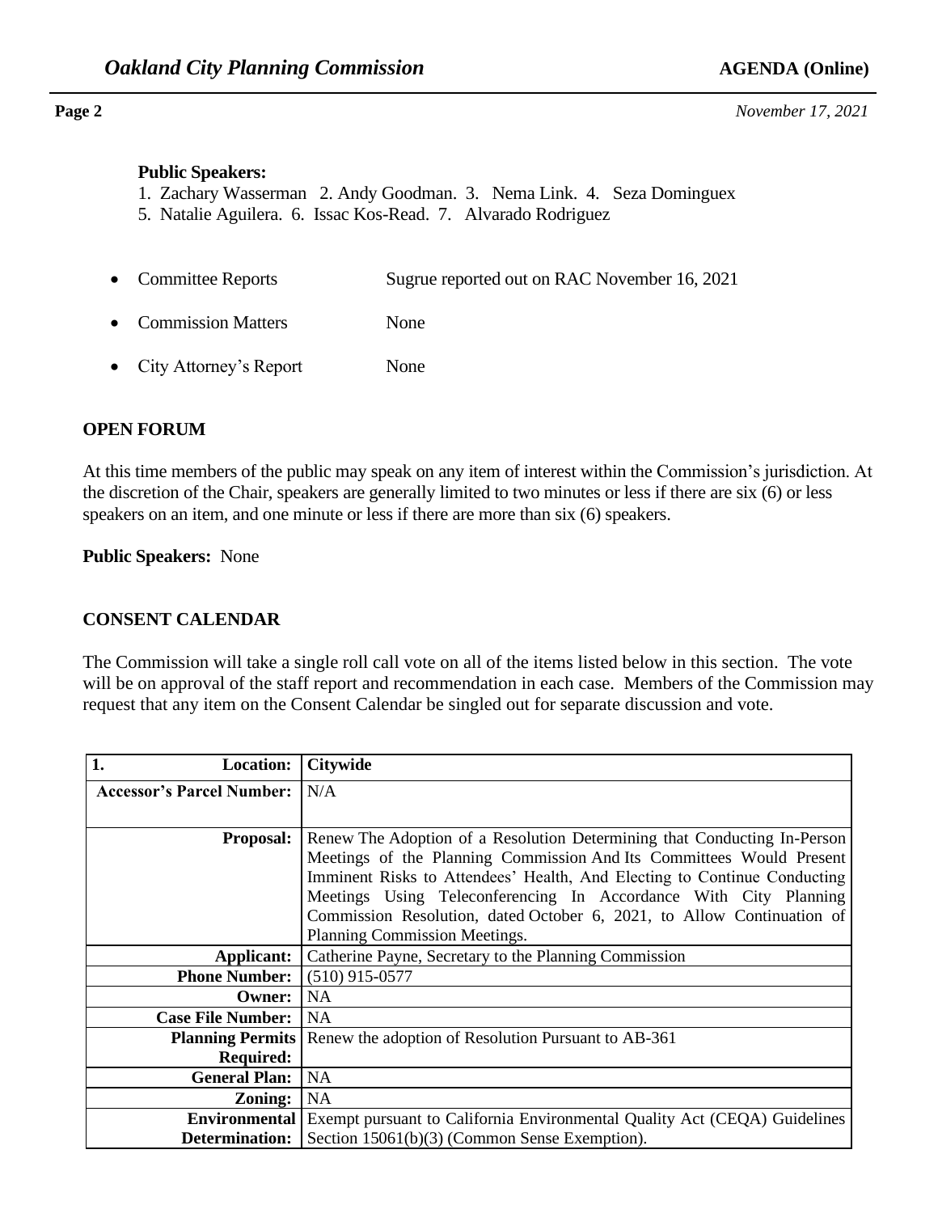**Public Speakers:**

1. Zachary Wasserman 2. Andy Goodman. 3. Nema Link. 4. Seza Dominguex
5. Natalie Aguilera. 6. Issac Kos-Read. 7. Alvarado Rodriguez

- Committee Reports — Sugrue reported out on RAC November 16, 2021
- Commission Matters — None
- City Attorney's Report — None

## OPEN FORUM

At this time members of the public may speak on any item of interest within the Commission's jurisdiction. At the discretion of the Chair, speakers are generally limited to two minutes or less if there are six (6) or less speakers on an item, and one minute or less if there are more than six (6) speakers.

**Public Speakers:** None

## CONSENT CALENDAR

The Commission will take a single roll call vote on all of the items listed below in this section. The vote will be on approval of the staff report and recommendation in each case. Members of the Commission may request that any item on the Consent Calendar be singled out for separate discussion and vote.

| **1. Location:** | **Citywide** |
|---|---|
| **Accessor's Parcel Number:** | N/A |
| **Proposal:** | Renew The Adoption of a Resolution Determining that Conducting In-Person Meetings of the Planning Commission And Its Committees Would Present Imminent Risks to Attendees' Health, And Electing to Continue Conducting Meetings Using Teleconferencing In Accordance With City Planning Commission Resolution, dated October 6, 2021, to Allow Continuation of Planning Commission Meetings. |
| **Applicant:** | Catherine Payne, Secretary to the Planning Commission |
| **Phone Number:** | (510) 915-0577 |
| **Owner:** | NA |
| **Case File Number:** | NA |
| **Planning Permits Required:** | Renew the adoption of Resolution Pursuant to AB-361 |
| **General Plan:** | NA |
| **Zoning:** | NA |
| **Environmental Determination:** | Exempt pursuant to California Environmental Quality Act (CEQA) Guidelines Section 15061(b)(3) (Common Sense Exemption). |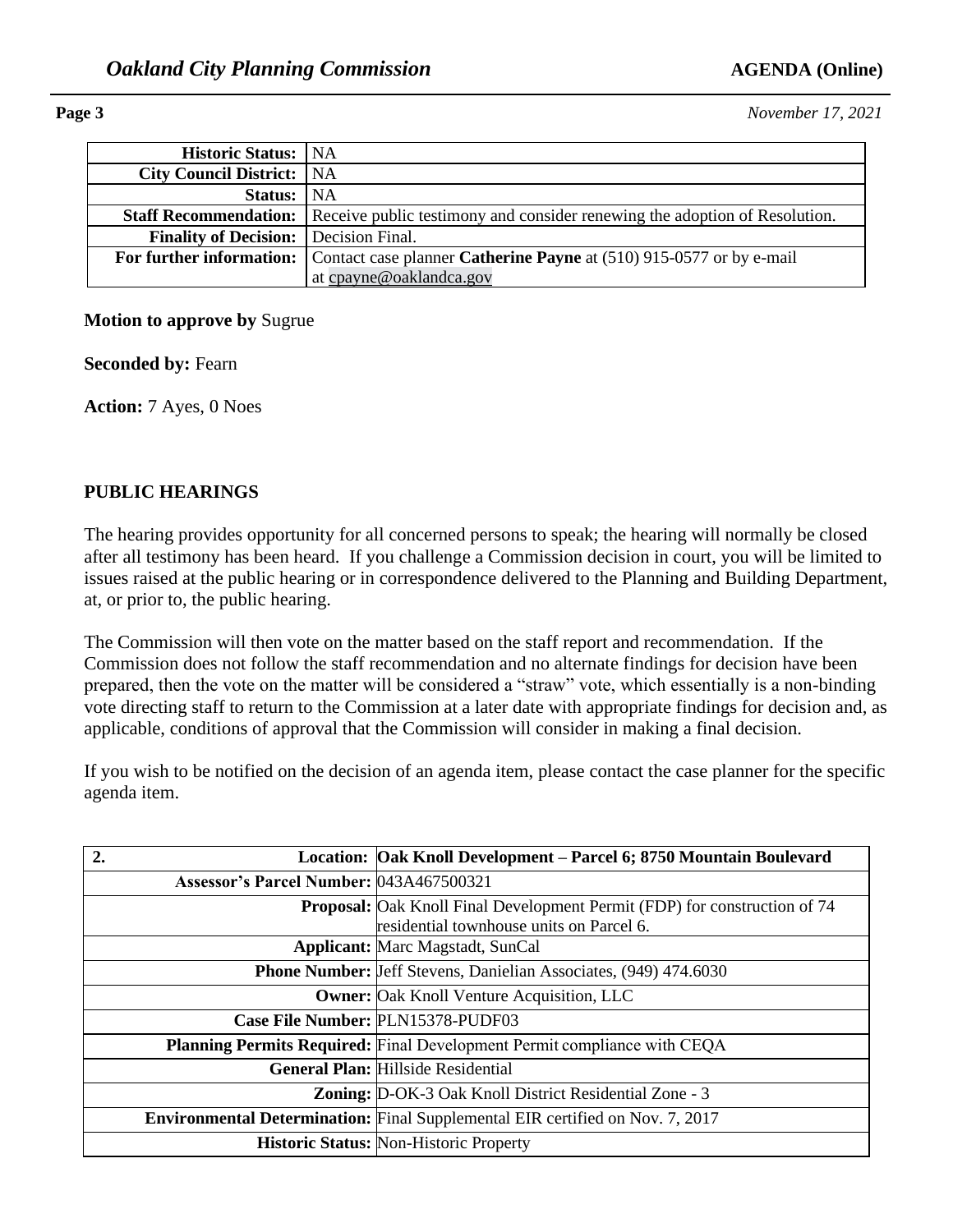| | |
|---|---|
| **Historic Status:** | NA |
| **City Council District:** | NA |
| **Status:** | NA |
| **Staff Recommendation:** | Receive public testimony and consider renewing the adoption of Resolution. |
| **Finality of Decision:** | Decision Final. |
| **For further information:** | Contact case planner **Catherine Payne** at (510) 915-0577 or by e-mail at cpayne@oaklandca.gov |

**Motion to approve by** Sugrue

**Seconded by:** Fearn

**Action:** 7 Ayes, 0 Noes

## PUBLIC HEARINGS

The hearing provides opportunity for all concerned persons to speak; the hearing will normally be closed after all testimony has been heard. If you challenge a Commission decision in court, you will be limited to issues raised at the public hearing or in correspondence delivered to the Planning and Building Department, at, or prior to, the public hearing.

The Commission will then vote on the matter based on the staff report and recommendation. If the Commission does not follow the staff recommendation and no alternate findings for decision have been prepared, then the vote on the matter will be considered a "straw" vote, which essentially is a non-binding vote directing staff to return to the Commission at a later date with appropriate findings for decision and, as applicable, conditions of approval that the Commission will consider in making a final decision.

If you wish to be notified on the decision of an agenda item, please contact the case planner for the specific agenda item.

| **2. Location:** | **Oak Knoll Development – Parcel 6; 8750 Mountain Boulevard** |
|---|---|
| **Assessor's Parcel Number:** | 043A467500321 |
| **Proposal:** | Oak Knoll Final Development Permit (FDP) for construction of 74 residential townhouse units on Parcel 6. |
| **Applicant:** | Marc Magstadt, SunCal |
| **Phone Number:** | Jeff Stevens, Danielian Associates, (949) 474.6030 |
| **Owner:** | Oak Knoll Venture Acquisition, LLC |
| **Case File Number:** | PLN15378-PUDF03 |
| **Planning Permits Required:** | Final Development Permit compliance with CEQA |
| **General Plan:** | Hillside Residential |
| **Zoning:** | D-OK-3 Oak Knoll District Residential Zone - 3 |
| **Environmental Determination:** | Final Supplemental EIR certified on Nov. 7, 2017 |
| **Historic Status:** | Non-Historic Property |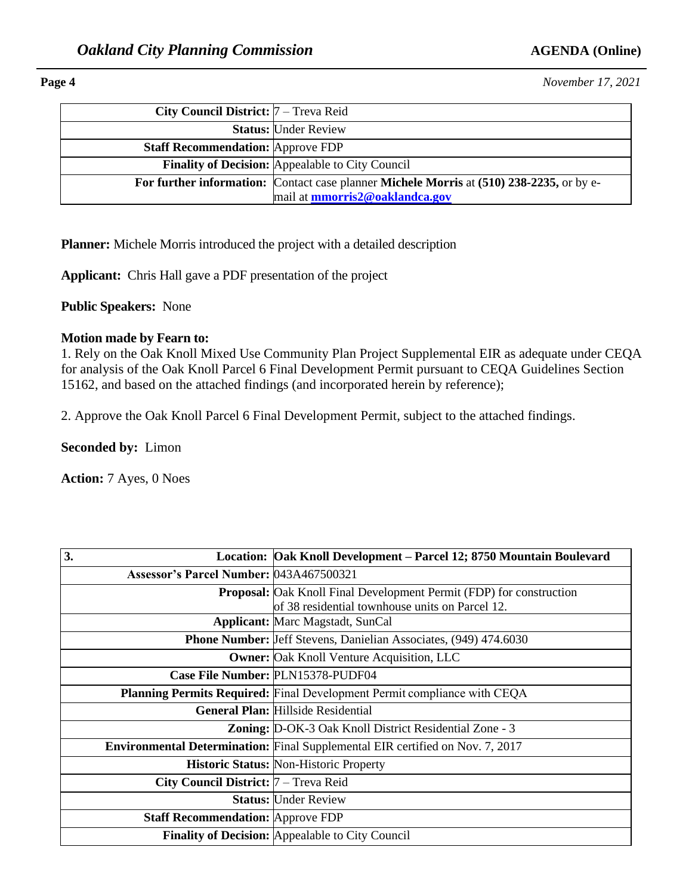| | |
|---|---|
| **City Council District:** | 7 – Treva Reid |
| **Status:** | Under Review |
| **Staff Recommendation:** | Approve FDP |
| **Finality of Decision:** | Appealable to City Council |
| **For further information:** | Contact case planner **Michele Morris** at **(510) 238-2235,** or by e-mail at **mmorris2@oaklandca.gov** |

**Planner:** Michele Morris introduced the project with a detailed description

**Applicant:** Chris Hall gave a PDF presentation of the project

**Public Speakers:** None

**Motion made by Fearn to:**

1. Rely on the Oak Knoll Mixed Use Community Plan Project Supplemental EIR as adequate under CEQA for analysis of the Oak Knoll Parcel 6 Final Development Permit pursuant to CEQA Guidelines Section 15162, and based on the attached findings (and incorporated herein by reference);

2. Approve the Oak Knoll Parcel 6 Final Development Permit, subject to the attached findings.

**Seconded by:** Limon

**Action:** 7 Ayes, 0 Noes

| **3. Location:** | **Oak Knoll Development – Parcel 12; 8750 Mountain Boulevard** |
|---|---|
| **Assessor's Parcel Number:** | 043A467500321 |
| **Proposal:** | Oak Knoll Final Development Permit (FDP) for construction of 38 residential townhouse units on Parcel 12. |
| **Applicant:** | Marc Magstadt, SunCal |
| **Phone Number:** | Jeff Stevens, Danielian Associates, (949) 474.6030 |
| **Owner:** | Oak Knoll Venture Acquisition, LLC |
| **Case File Number:** | PLN15378-PUDF04 |
| **Planning Permits Required:** | Final Development Permit compliance with CEQA |
| **General Plan:** | Hillside Residential |
| **Zoning:** | D-OK-3 Oak Knoll District Residential Zone - 3 |
| **Environmental Determination:** | Final Supplemental EIR certified on Nov. 7, 2017 |
| **Historic Status:** | Non-Historic Property |
| **City Council District:** | 7 – Treva Reid |
| **Status:** | Under Review |
| **Staff Recommendation:** | Approve FDP |
| **Finality of Decision:** | Appealable to City Council |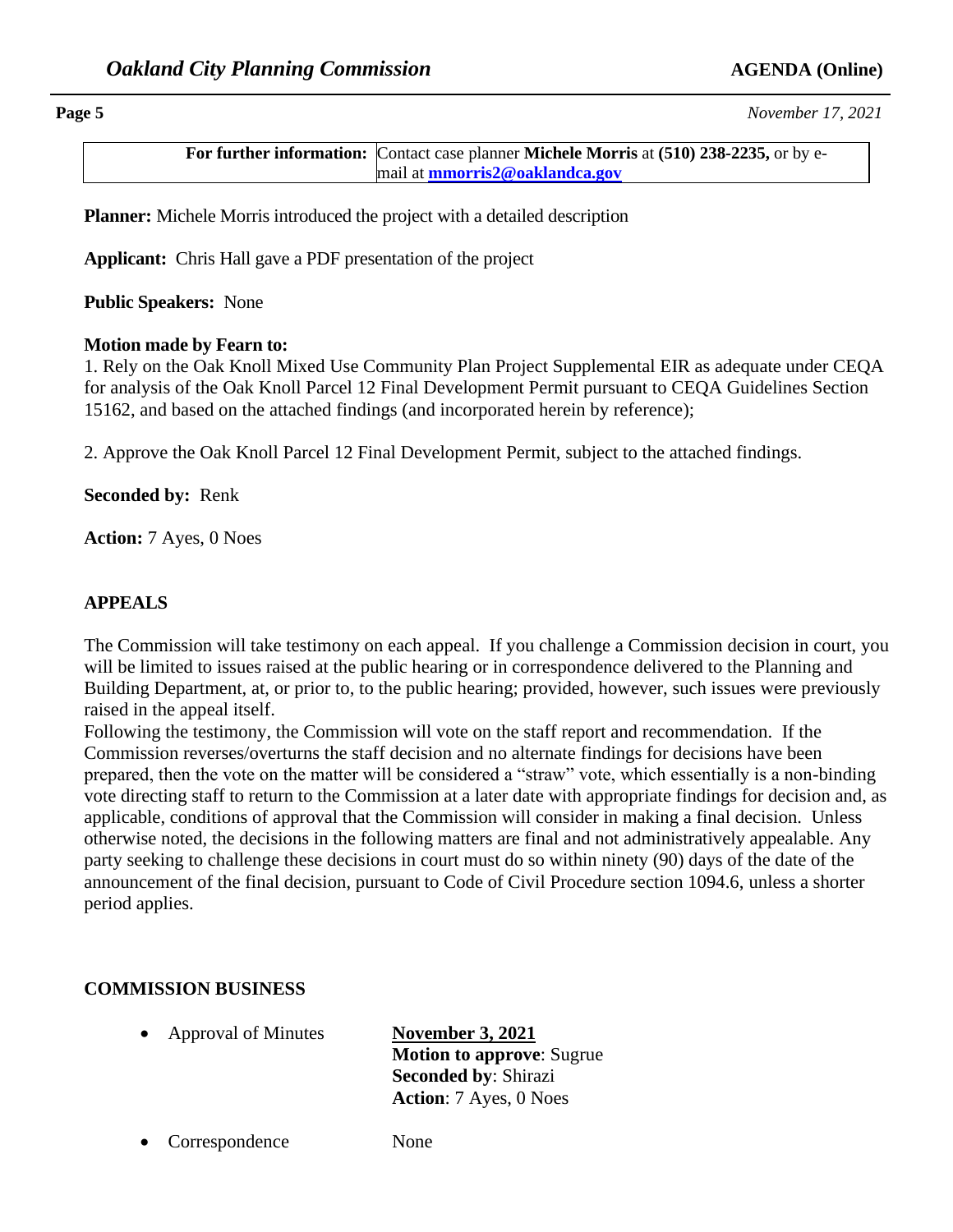| **For further information:** | Contact case planner **Michele Morris** at **(510) 238-2235,** or by e-mail at **mmorris2@oaklandca.gov** |
|---|---|

**Planner:** Michele Morris introduced the project with a detailed description

**Applicant:** Chris Hall gave a PDF presentation of the project

**Public Speakers:** None

**Motion made by Fearn to:**
1. Rely on the Oak Knoll Mixed Use Community Plan Project Supplemental EIR as adequate under CEQA for analysis of the Oak Knoll Parcel 12 Final Development Permit pursuant to CEQA Guidelines Section 15162, and based on the attached findings (and incorporated herein by reference);

2. Approve the Oak Knoll Parcel 12 Final Development Permit, subject to the attached findings.

**Seconded by:** Renk

**Action:** 7 Ayes, 0 Noes

## APPEALS

The Commission will take testimony on each appeal. If you challenge a Commission decision in court, you will be limited to issues raised at the public hearing or in correspondence delivered to the Planning and Building Department, at, or prior to, to the public hearing; provided, however, such issues were previously raised in the appeal itself.
Following the testimony, the Commission will vote on the staff report and recommendation. If the Commission reverses/overturns the staff decision and no alternate findings for decisions have been prepared, then the vote on the matter will be considered a "straw" vote, which essentially is a non-binding vote directing staff to return to the Commission at a later date with appropriate findings for decision and, as applicable, conditions of approval that the Commission will consider in making a final decision. Unless otherwise noted, the decisions in the following matters are final and not administratively appealable. Any party seeking to challenge these decisions in court must do so within ninety (90) days of the date of the announcement of the final decision, pursuant to Code of Civil Procedure section 1094.6, unless a shorter period applies.

## COMMISSION BUSINESS

- Approval of Minutes — **November 3, 2021**
  **Motion to approve**: Sugrue
  **Seconded by**: Shirazi
  **Action**: 7 Ayes, 0 Noes

- Correspondence — None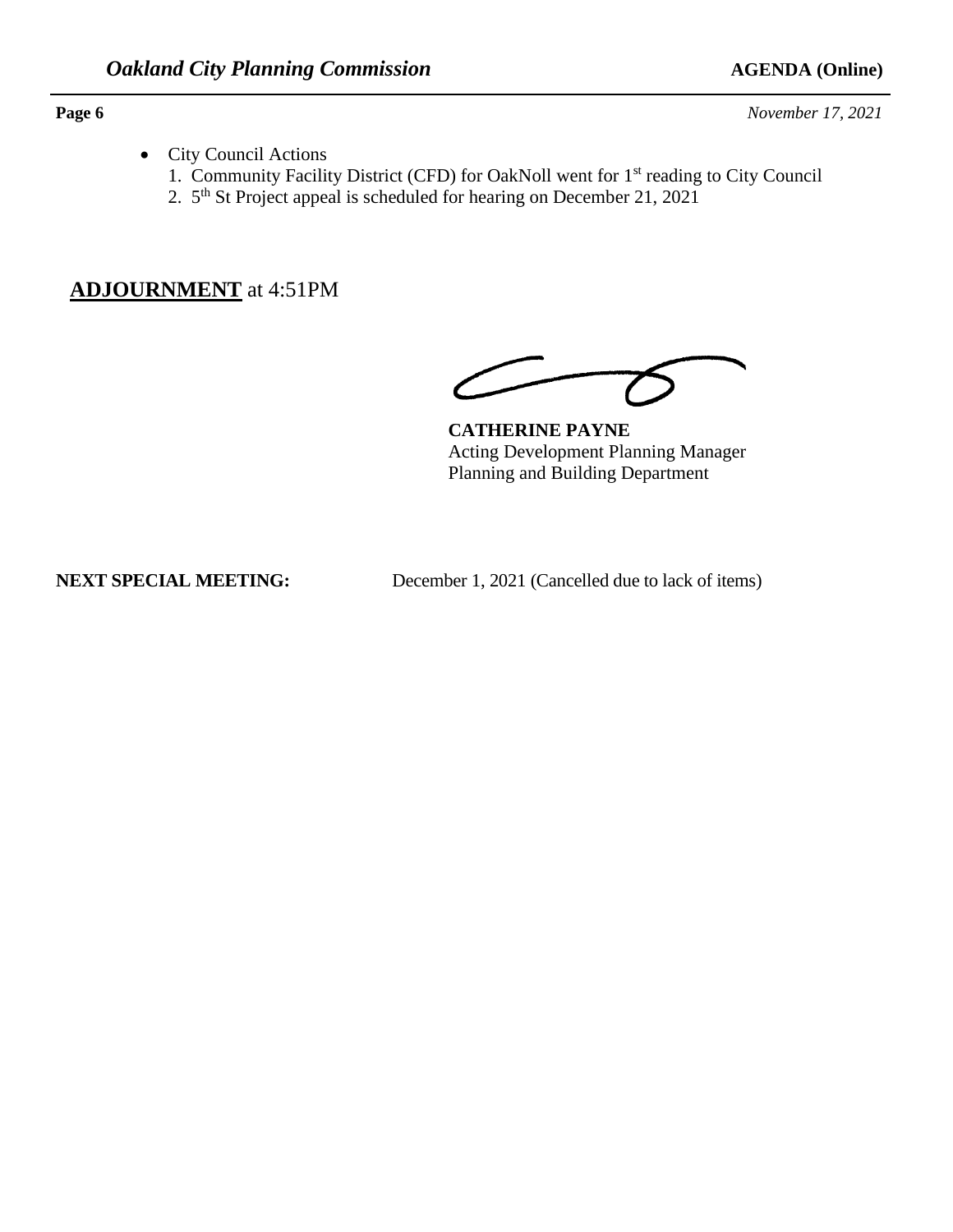- City Council Actions
  1. Community Facility District (CFD) for OakNoll went for 1st reading to City Council
  2. 5th St Project appeal is scheduled for hearing on December 21, 2021

**ADJOURNMENT** at 4:51PM

**CATHERINE PAYNE**
Acting Development Planning Manager
Planning and Building Department

**NEXT SPECIAL MEETING:** December 1, 2021 (Cancelled due to lack of items)